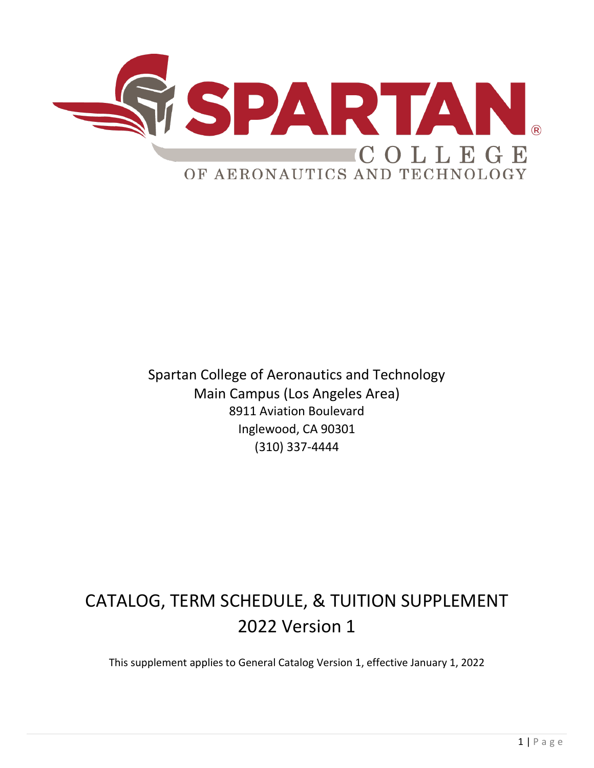# SPARTAN COLLEGE OF AERONAUTICS AND TECHNOLOGY

Spartan College of Aeronautics and Technology
Main Campus (Los Angeles Area)
8911 Aviation Boulevard
Inglewood, CA 90301
(310) 337-4444

# CATALOG, TERM SCHEDULE, & TUITION SUPPLEMENT 2022 Version 1

This supplement applies to General Catalog Version 1, effective January 1, 2022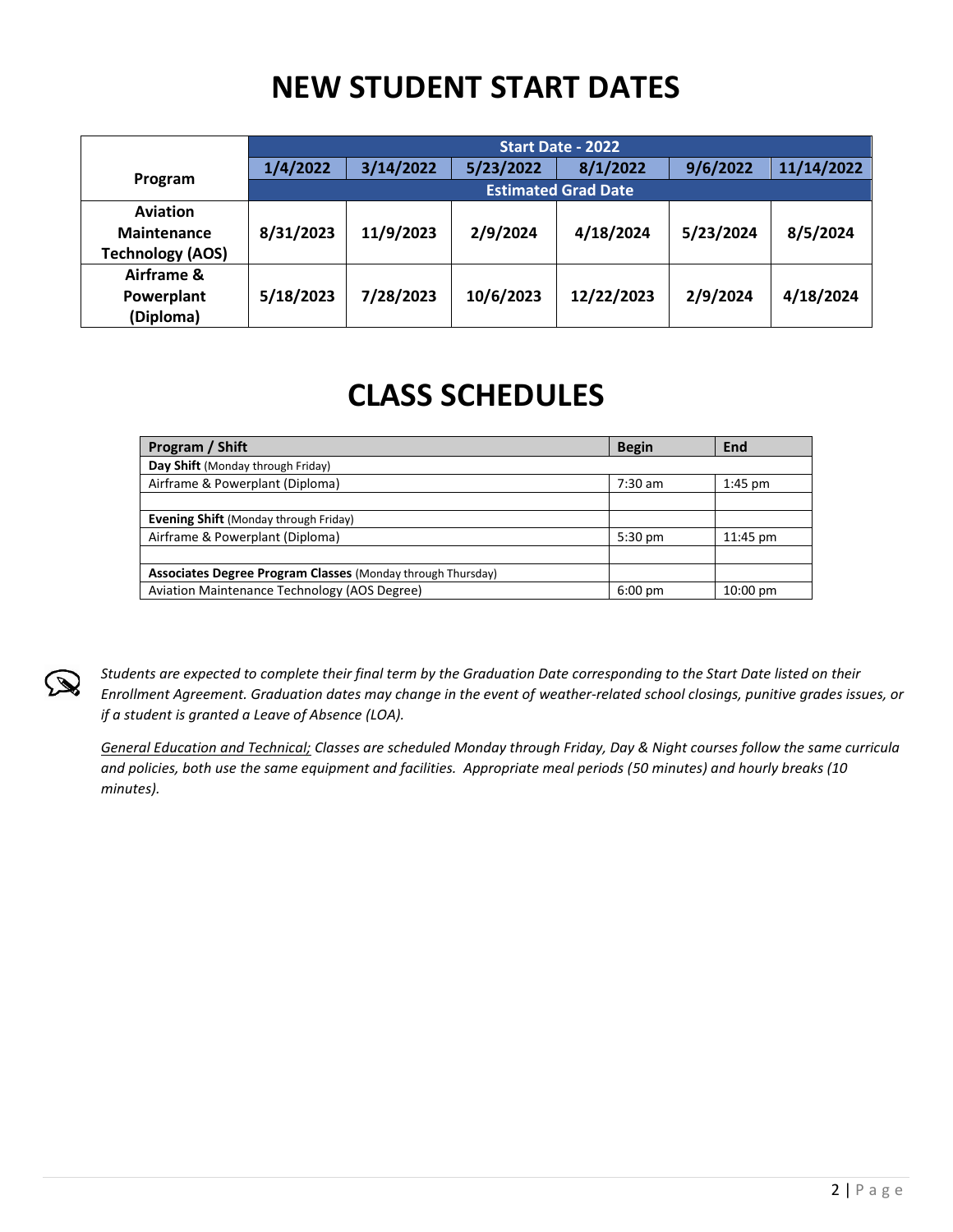# NEW STUDENT START DATES

| Program | Start Date - 2022 | | | | | |
|---|---|---|---|---|---|---|
| | 1/4/2022 | 3/14/2022 | 5/23/2022 | 8/1/2022 | 9/6/2022 | 11/14/2022 |
| | Estimated Grad Date | | | | | |
| Aviation Maintenance Technology (AOS) | 8/31/2023 | 11/9/2023 | 2/9/2024 | 4/18/2024 | 5/23/2024 | 8/5/2024 |
| Airframe & Powerplant (Diploma) | 5/18/2023 | 7/28/2023 | 10/6/2023 | 12/22/2023 | 2/9/2024 | 4/18/2024 |

# CLASS SCHEDULES

| Program / Shift | Begin | End |
|---|---|---|
| **Day Shift** (Monday through Friday) | | |
| Airframe & Powerplant (Diploma) | 7:30 am | 1:45 pm |
| | | |
| **Evening Shift** (Monday through Friday) | | |
| Airframe & Powerplant (Diploma) | 5:30 pm | 11:45 pm |
| | | |
| **Associates Degree Program Classes** (Monday through Thursday) | | |
| Aviation Maintenance Technology (AOS Degree) | 6:00 pm | 10:00 pm |

*Students are expected to complete their final term by the Graduation Date corresponding to the Start Date listed on their Enrollment Agreement. Graduation dates may change in the event of weather-related school closings, punitive grades issues, or if a student is granted a Leave of Absence (LOA).*

*General Education and Technical; Classes are scheduled Monday through Friday, Day & Night courses follow the same curricula and policies, both use the same equipment and facilities. Appropriate meal periods (50 minutes) and hourly breaks (10 minutes).*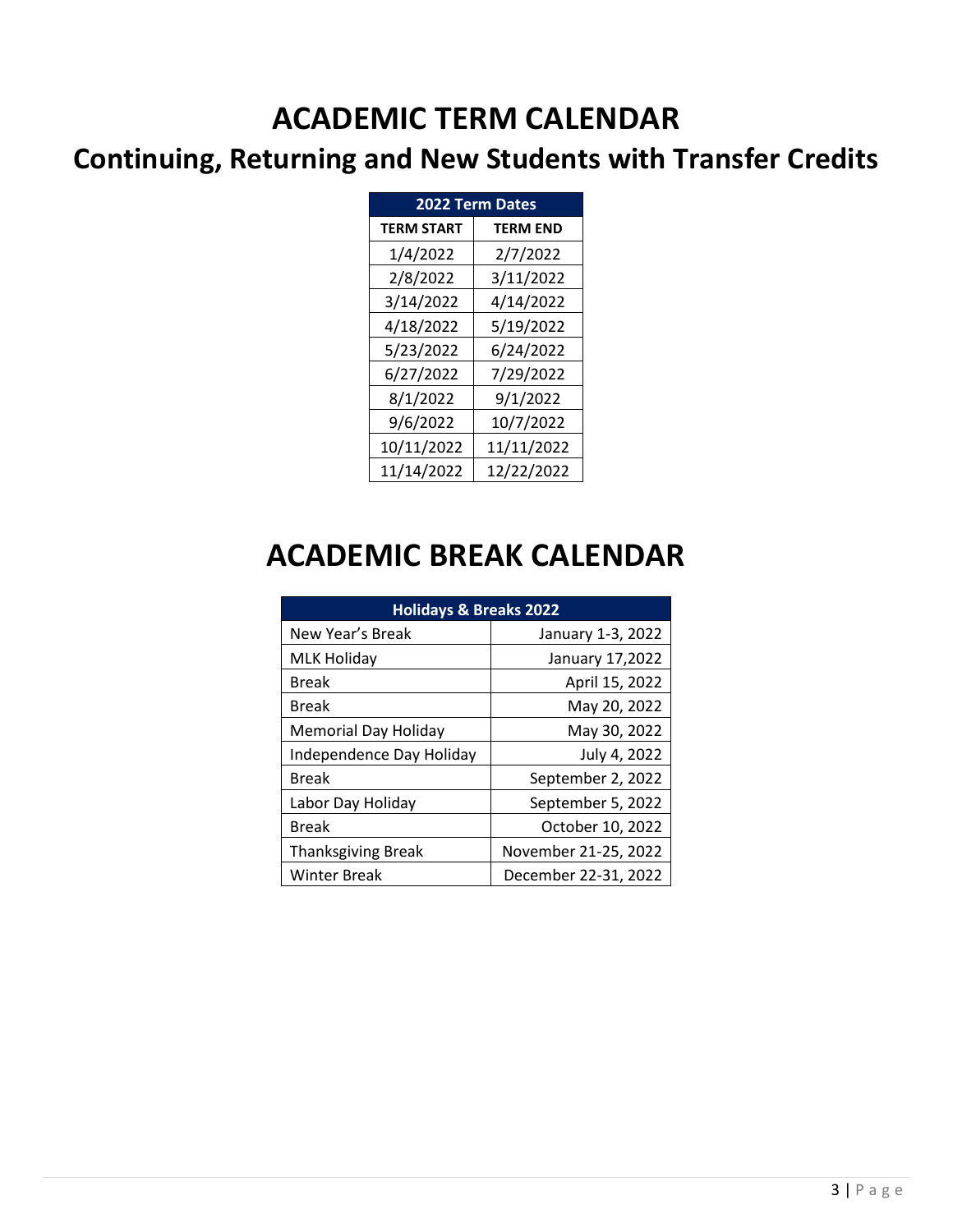# ACADEMIC TERM CALENDAR

## Continuing, Returning and New Students with Transfer Credits

| 2022 Term Dates | |
|---|---|
| **TERM START** | **TERM END** |
| 1/4/2022 | 2/7/2022 |
| 2/8/2022 | 3/11/2022 |
| 3/14/2022 | 4/14/2022 |
| 4/18/2022 | 5/19/2022 |
| 5/23/2022 | 6/24/2022 |
| 6/27/2022 | 7/29/2022 |
| 8/1/2022 | 9/1/2022 |
| 9/6/2022 | 10/7/2022 |
| 10/11/2022 | 11/11/2022 |
| 11/14/2022 | 12/22/2022 |

# ACADEMIC BREAK CALENDAR

| Holidays & Breaks 2022 | |
|---|---|
| New Year's Break | January 1-3, 2022 |
| MLK Holiday | January 17,2022 |
| Break | April 15, 2022 |
| Break | May 20, 2022 |
| Memorial Day Holiday | May 30, 2022 |
| Independence Day Holiday | July 4, 2022 |
| Break | September 2, 2022 |
| Labor Day Holiday | September 5, 2022 |
| Break | October 10, 2022 |
| Thanksgiving Break | November 21-25, 2022 |
| Winter Break | December 22-31, 2022 |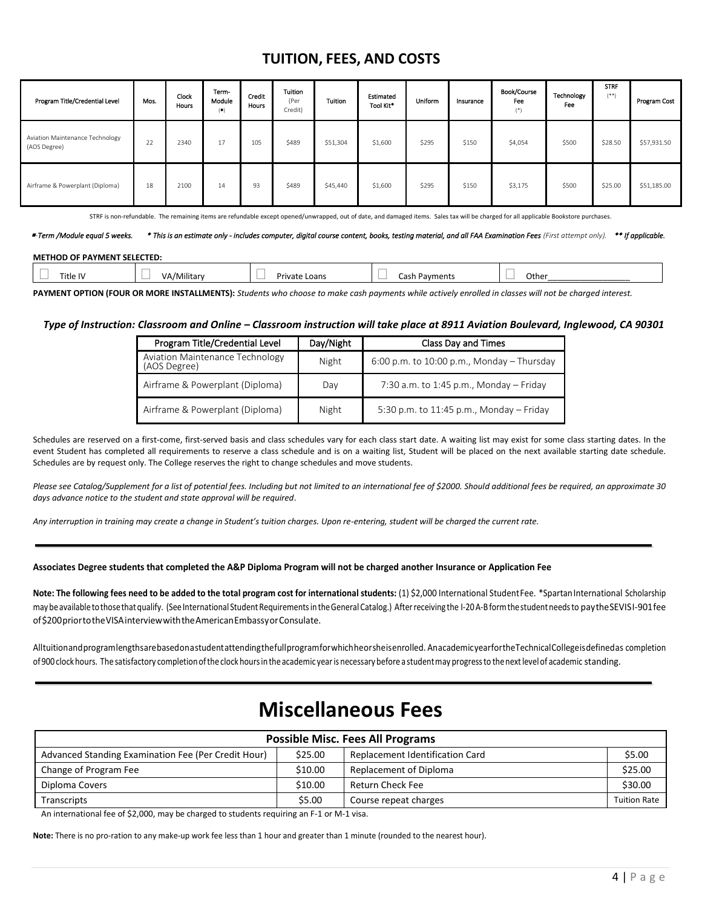# TUITION, FEES, AND COSTS

| Program Title/Credential Level | Mos. | Clock Hours | Term-Module (▪) | Credit Hours | Tuition (Per Credit) | Tuition | Estimated Tool Kit* | Uniform | Insurance | Book/Course Fee (*) | Technology Fee | STRF (**) | Program Cost |
|---|---|---|---|---|---|---|---|---|---|---|---|---|---|
| Aviation Maintenance Technology (AOS Degree) | 22 | 2340 | 17 | 105 | $489 | $51,304 | $1,600 | $295 | $150 | $4,054 | $500 | $28.50 | $57,931.50 |
| Airframe & Powerplant (Diploma) | 18 | 2100 | 14 | 93 | $489 | $45,440 | $1,600 | $295 | $150 | $3,175 | $500 | $25.00 | $51,185.00 |

STRF is non-refundable. The remaining items are refundable except opened/unwrapped, out of date, and damaged items. Sales tax will be charged for all applicable Bookstore purchases.

*▪ Term /Module equal 5 weeks.* *\* This is an estimate only - includes computer, digital course content, books, testing material, and all FAA Examination Fees (First attempt only).* *\*\* If applicable.*

**METHOD OF PAYMENT SELECTED:**

☐ Title IV ☐ VA/Military ☐ Private Loans ☐ Cash Payments ☐ Other_________________

**PAYMENT OPTION (FOUR OR MORE INSTALLMENTS):** *Students who choose to make cash payments while actively enrolled in classes will not be charged interest.*

***Type of Instruction: Classroom and Online – Classroom instruction will take place at 8911 Aviation Boulevard, Inglewood, CA 90301***

| Program Title/Credential Level | Day/Night | Class Day and Times |
|---|---|---|
| Aviation Maintenance Technology (AOS Degree) | Night | 6:00 p.m. to 10:00 p.m., Monday – Thursday |
| Airframe & Powerplant (Diploma) | Day | 7:30 a.m. to 1:45 p.m., Monday – Friday |
| Airframe & Powerplant (Diploma) | Night | 5:30 p.m. to 11:45 p.m., Monday – Friday |

Schedules are reserved on a first-come, first-served basis and class schedules vary for each class start date. A waiting list may exist for some class starting dates. In the event Student has completed all requirements to reserve a class schedule and is on a waiting list, Student will be placed on the next available starting date schedule. Schedules are by request only. The College reserves the right to change schedules and move students.

*Please see Catalog/Supplement for a list of potential fees. Including but not limited to an international fee of $2000. Should additional fees be required, an approximate 30 days advance notice to the student and state approval will be required.*

*Any interruption in training may create a change in Student's tuition charges. Upon re-entering, student will be charged the current rate.*

---

**Associates Degree students that completed the A&P Diploma Program will not be charged another Insurance or Application Fee**

**Note: The following fees need to be added to the total program cost for international students:** (1) $2,000 International Student Fee. *Spartan International Scholarship may be available to those that qualify. (See International Student Requirements in the General Catalog.) After receiving the I-20 A-B form the student needs to pay the SEVIS I-901 fee of $200 prior to the VISA interview with the American Embassy or Consulate.

All tuition and program lengths are based on a student attending the full program for which he or she is enrolled. An academic year for the Technical College is defined as completion of 900 clock hours. The satisfactory completion of the clock hours in the academic year is necessary before a student may progress to the next level of academic standing.

---

# Miscellaneous Fees

| Possible Misc. Fees All Programs | | | |
|---|---|---|---|
| Advanced Standing Examination Fee (Per Credit Hour) | $25.00 | Replacement Identification Card | $5.00 |
| Change of Program Fee | $10.00 | Replacement of Diploma | $25.00 |
| Diploma Covers | $10.00 | Return Check Fee | $30.00 |
| Transcripts | $5.00 | Course repeat charges | Tuition Rate |

An international fee of $2,000, may be charged to students requiring an F-1 or M-1 visa.

**Note:** There is no pro-ration to any make-up work fee less than 1 hour and greater than 1 minute (rounded to the nearest hour).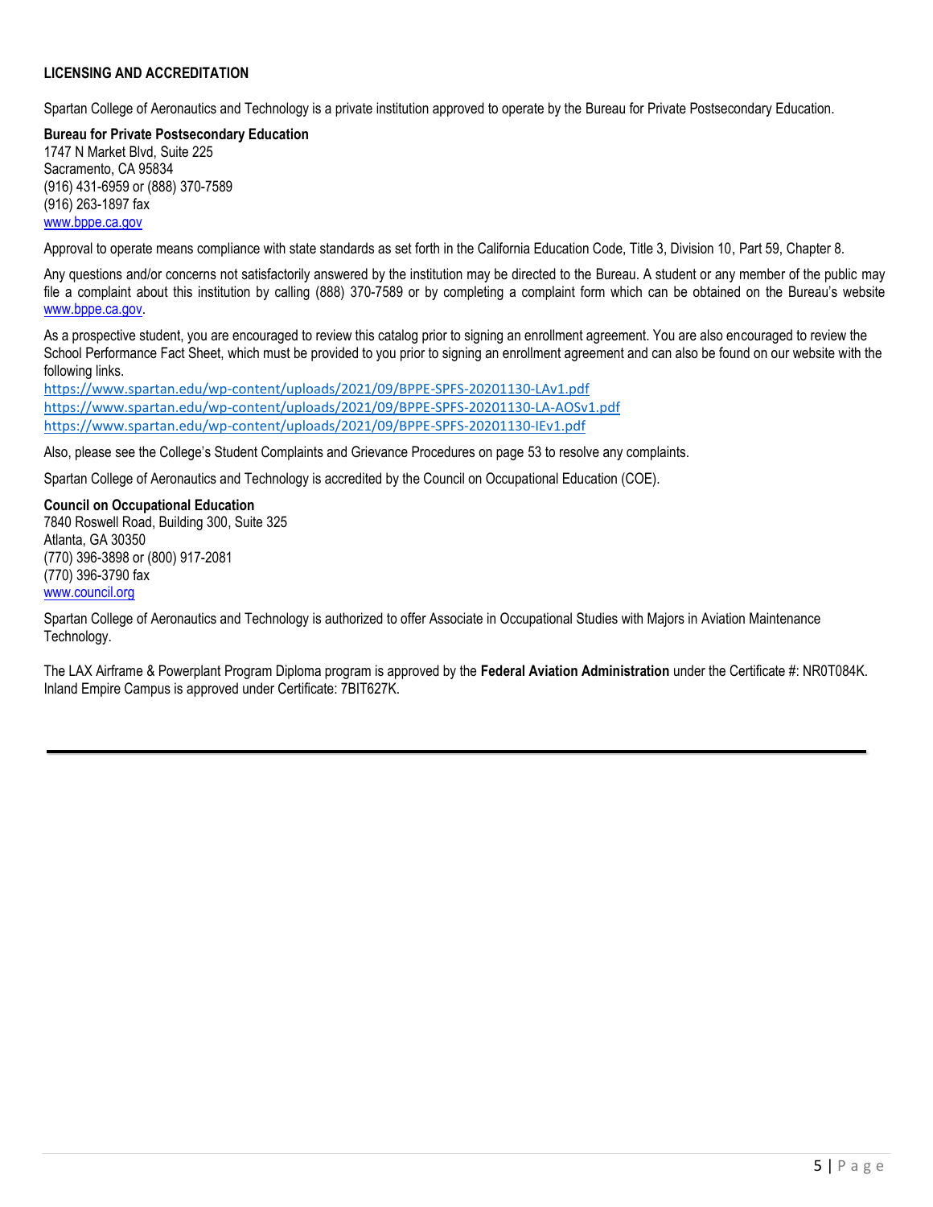## LICENSING AND ACCREDITATION

Spartan College of Aeronautics and Technology is a private institution approved to operate by the Bureau for Private Postsecondary Education.

**Bureau for Private Postsecondary Education**
1747 N Market Blvd, Suite 225
Sacramento, CA 95834
(916) 431-6959 or (888) 370-7589
(916) 263-1897 fax
www.bppe.ca.gov

Approval to operate means compliance with state standards as set forth in the California Education Code, Title 3, Division 10, Part 59, Chapter 8.

Any questions and/or concerns not satisfactorily answered by the institution may be directed to the Bureau. A student or any member of the public may file a complaint about this institution by calling (888) 370-7589 or by completing a complaint form which can be obtained on the Bureau's website www.bppe.ca.gov.

As a prospective student, you are encouraged to review this catalog prior to signing an enrollment agreement. You are also encouraged to review the School Performance Fact Sheet, which must be provided to you prior to signing an enrollment agreement and can also be found on our website with the following links.
https://www.spartan.edu/wp-content/uploads/2021/09/BPPE-SPFS-20201130-LAv1.pdf
https://www.spartan.edu/wp-content/uploads/2021/09/BPPE-SPFS-20201130-LA-AOSv1.pdf
https://www.spartan.edu/wp-content/uploads/2021/09/BPPE-SPFS-20201130-IEv1.pdf

Also, please see the College's Student Complaints and Grievance Procedures on page 53 to resolve any complaints.

Spartan College of Aeronautics and Technology is accredited by the Council on Occupational Education (COE).

**Council on Occupational Education**
7840 Roswell Road, Building 300, Suite 325
Atlanta, GA 30350
(770) 396-3898 or (800) 917-2081
(770) 396-3790 fax
www.council.org

Spartan College of Aeronautics and Technology is authorized to offer Associate in Occupational Studies with Majors in Aviation Maintenance Technology.

The LAX Airframe & Powerplant Program Diploma program is approved by the **Federal Aviation Administration** under the Certificate #: NR0T084K. Inland Empire Campus is approved under Certificate: 7BIT627K.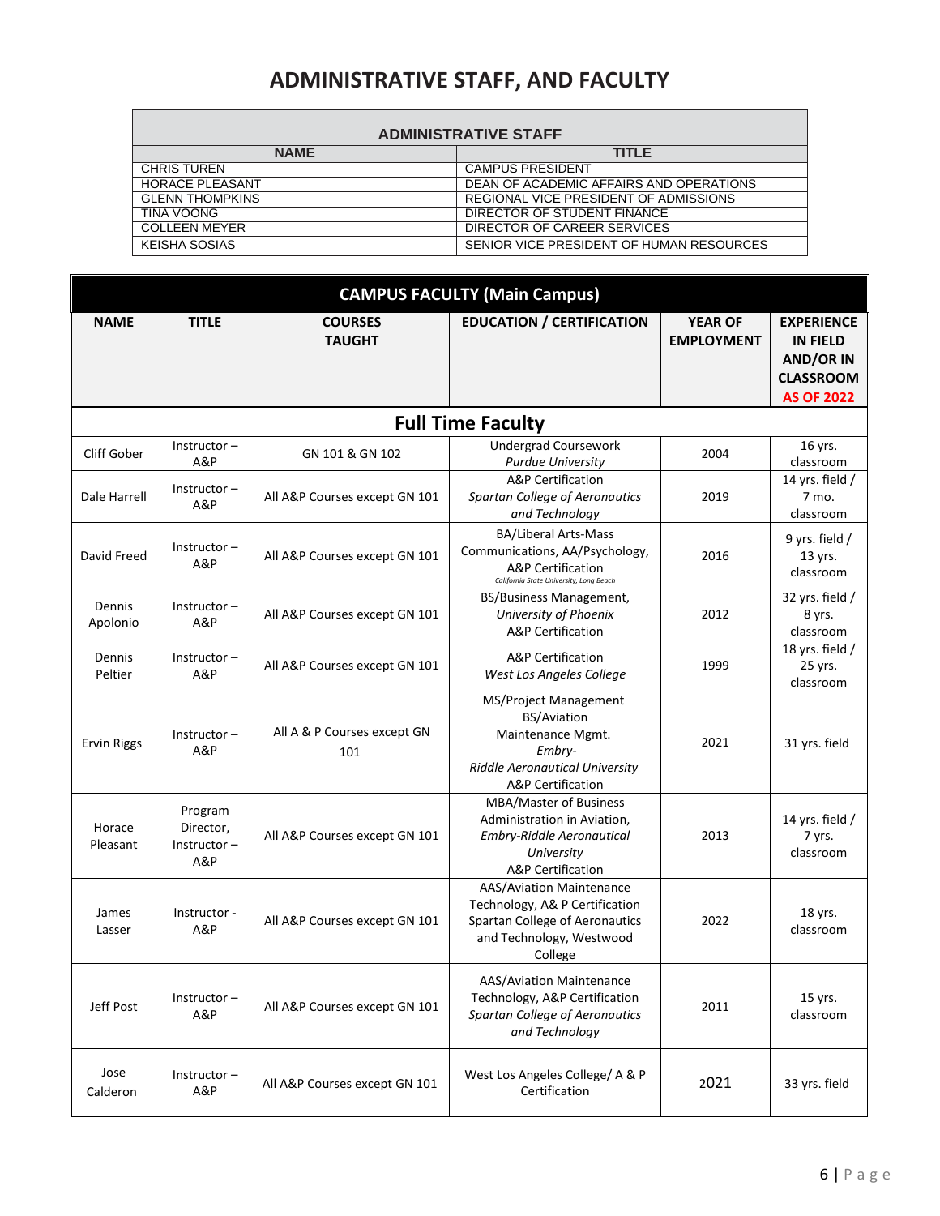# ADMINISTRATIVE STAFF, AND FACULTY

| ADMINISTRATIVE STAFF | |
|---|---|
| **NAME** | **TITLE** |
| CHRIS TUREN | CAMPUS PRESIDENT |
| HORACE PLEASANT | DEAN OF ACADEMIC AFFAIRS AND OPERATIONS |
| GLENN THOMPKINS | REGIONAL VICE PRESIDENT OF ADMISSIONS |
| TINA VOONG | DIRECTOR OF STUDENT FINANCE |
| COLLEEN MEYER | DIRECTOR OF CAREER SERVICES |
| KEISHA SOSIAS | SENIOR VICE PRESIDENT OF HUMAN RESOURCES |

**CAMPUS FACULTY (Main Campus)**

| NAME | TITLE | COURSES TAUGHT | EDUCATION / CERTIFICATION | YEAR OF EMPLOYMENT | EXPERIENCE IN FIELD AND/OR IN CLASSROOM AS OF 2022 |
|---|---|---|---|---|---|
| **Full Time Faculty** | | | | | |
| Cliff Gober | Instructor – A&P | GN 101 & GN 102 | Undergrad Coursework *Purdue University* | 2004 | 16 yrs. classroom |
| Dale Harrell | Instructor – A&P | All A&P Courses except GN 101 | A&P Certification *Spartan College of Aeronautics and Technology* | 2019 | 14 yrs. field / 7 mo. classroom |
| David Freed | Instructor – A&P | All A&P Courses except GN 101 | BA/Liberal Arts-Mass Communications, AA/Psychology, A&P Certification *California State University, Long Beach* | 2016 | 9 yrs. field / 13 yrs. classroom |
| Dennis Apolonio | Instructor – A&P | All A&P Courses except GN 101 | BS/Business Management, *University of Phoenix* A&P Certification | 2012 | 32 yrs. field / 8 yrs. classroom |
| Dennis Peltier | Instructor – A&P | All A&P Courses except GN 101 | A&P Certification *West Los Angeles College* | 1999 | 18 yrs. field / 25 yrs. classroom |
| Ervin Riggs | Instructor – A&P | All A & P Courses except GN 101 | MS/Project Management BS/Aviation Maintenance Mgmt. *Embry-Riddle Aeronautical University* A&P Certification | 2021 | 31 yrs. field |
| Horace Pleasant | Program Director, Instructor – A&P | All A&P Courses except GN 101 | MBA/Master of Business Administration in Aviation, *Embry-Riddle Aeronautical University* A&P Certification | 2013 | 14 yrs. field / 7 yrs. classroom |
| James Lasser | Instructor - A&P | All A&P Courses except GN 101 | AAS/Aviation Maintenance Technology, A& P Certification Spartan College of Aeronautics and Technology, Westwood College | 2022 | 18 yrs. classroom |
| Jeff Post | Instructor – A&P | All A&P Courses except GN 101 | AAS/Aviation Maintenance Technology, A&P Certification *Spartan College of Aeronautics and Technology* | 2011 | 15 yrs. classroom |
| Jose Calderon | Instructor – A&P | All A&P Courses except GN 101 | West Los Angeles College/ A & P Certification | 2021 | 33 yrs. field |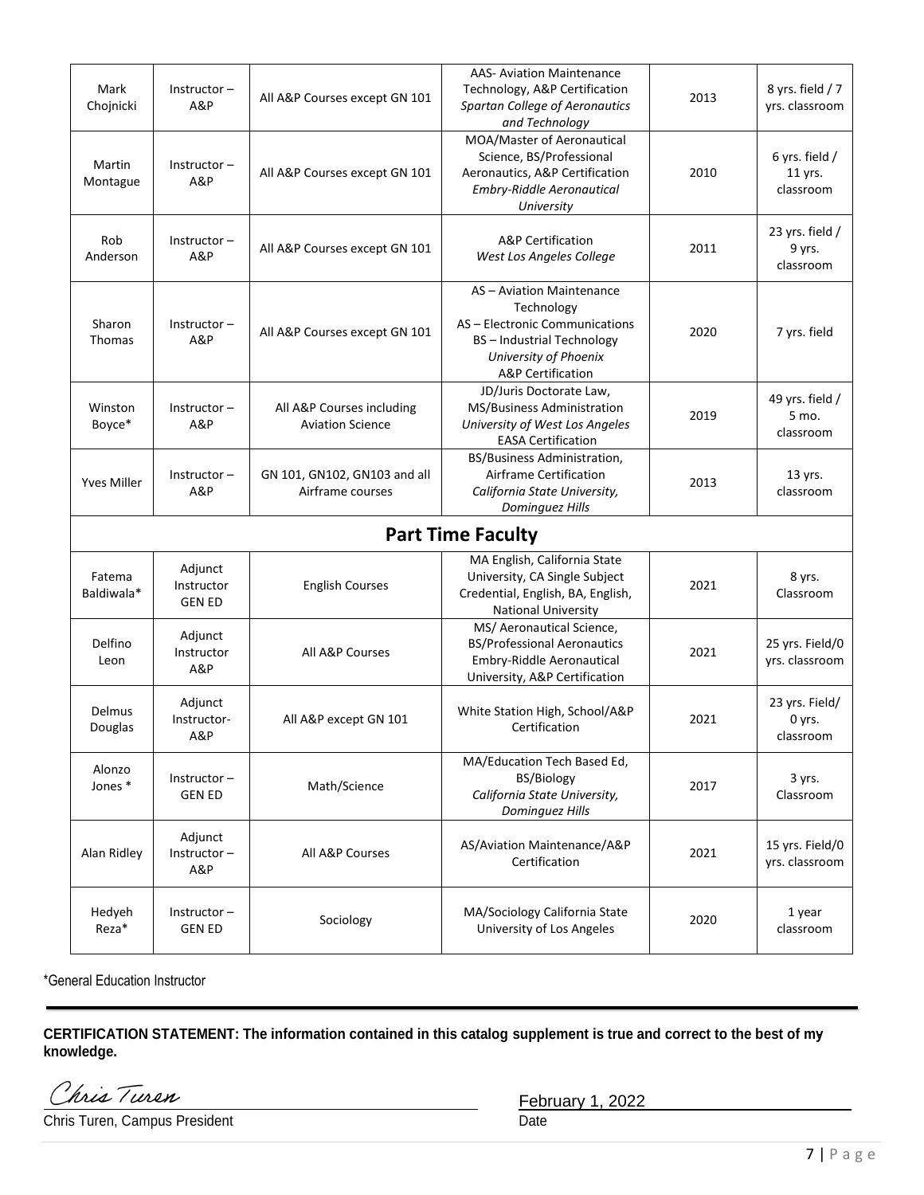| | | | | | |
|---|---|---|---|---|---|
| Mark Chojnicki | Instructor – A&P | All A&P Courses except GN 101 | AAS- Aviation Maintenance Technology, A&P Certification *Spartan College of Aeronautics and Technology* | 2013 | 8 yrs. field / 7 yrs. classroom |
| Martin Montague | Instructor – A&P | All A&P Courses except GN 101 | MOA/Master of Aeronautical Science, BS/Professional Aeronautics, A&P Certification *Embry-Riddle Aeronautical University* | 2010 | 6 yrs. field / 11 yrs. classroom |
| Rob Anderson | Instructor – A&P | All A&P Courses except GN 101 | A&P Certification *West Los Angeles College* | 2011 | 23 yrs. field / 9 yrs. classroom |
| Sharon Thomas | Instructor – A&P | All A&P Courses except GN 101 | AS – Aviation Maintenance Technology AS – Electronic Communications BS – Industrial Technology *University of Phoenix* A&P Certification | 2020 | 7 yrs. field |
| Winston Boyce* | Instructor – A&P | All A&P Courses including Aviation Science | JD/Juris Doctorate Law, MS/Business Administration *University of West Los Angeles* EASA Certification | 2019 | 49 yrs. field / 5 mo. classroom |
| Yves Miller | Instructor – A&P | GN 101, GN102, GN103 and all Airframe courses | BS/Business Administration, Airframe Certification *California State University, Dominguez Hills* | 2013 | 13 yrs. classroom |
| **Part Time Faculty** | | | | | |
| Fatema Baldiwala* | Adjunct Instructor GEN ED | English Courses | MA English, California State University, CA Single Subject Credential, English, BA, English, National University | 2021 | 8 yrs. Classroom |
| Delfino Leon | Adjunct Instructor A&P | All A&P Courses | MS/ Aeronautical Science, BS/Professional Aeronautics Embry-Riddle Aeronautical University, A&P Certification | 2021 | 25 yrs. Field/0 yrs. classroom |
| Delmus Douglas | Adjunct Instructor- A&P | All A&P except GN 101 | White Station High, School/A&P Certification | 2021 | 23 yrs. Field/ 0 yrs. classroom |
| Alonzo Jones * | Instructor – GEN ED | Math/Science | MA/Education Tech Based Ed, BS/Biology *California State University, Dominguez Hills* | 2017 | 3 yrs. Classroom |
| Alan Ridley | Adjunct Instructor – A&P | All A&P Courses | AS/Aviation Maintenance/A&P Certification | 2021 | 15 yrs. Field/0 yrs. classroom |
| Hedyeh Reza* | Instructor – GEN ED | Sociology | MA/Sociology California State University of Los Angeles | 2020 | 1 year classroom |

*General Education Instructor

**CERTIFICATION STATEMENT: The information contained in this catalog supplement is true and correct to the best of my knowledge.**

*Chris Turen*

Chris Turen, Campus President

February 1, 2022

Date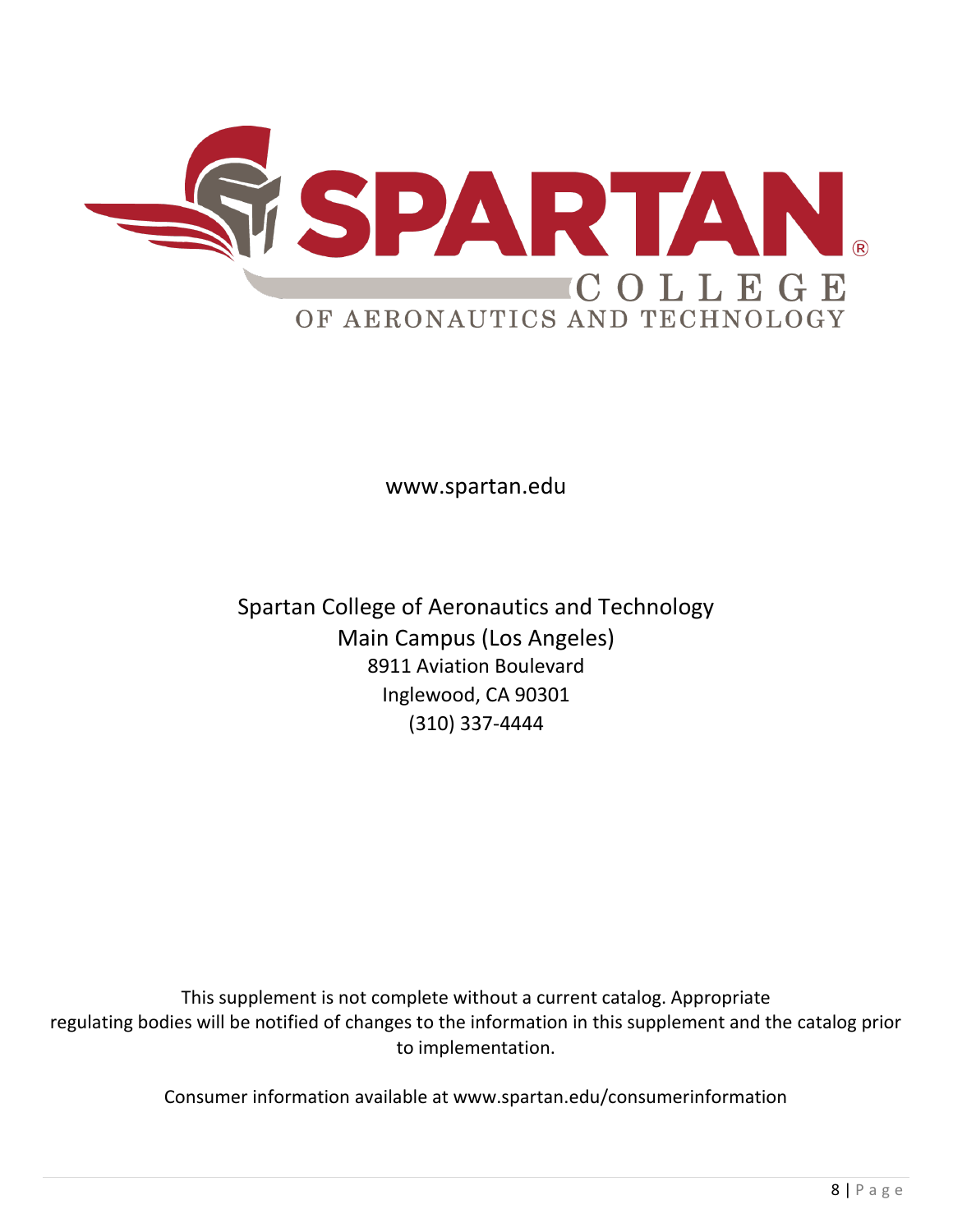www.spartan.edu

Spartan College of Aeronautics and Technology
Main Campus (Los Angeles)
8911 Aviation Boulevard
Inglewood, CA 90301
(310) 337-4444

This supplement is not complete without a current catalog. Appropriate regulating bodies will be notified of changes to the information in this supplement and the catalog prior to implementation.

Consumer information available at www.spartan.edu/consumerinformation